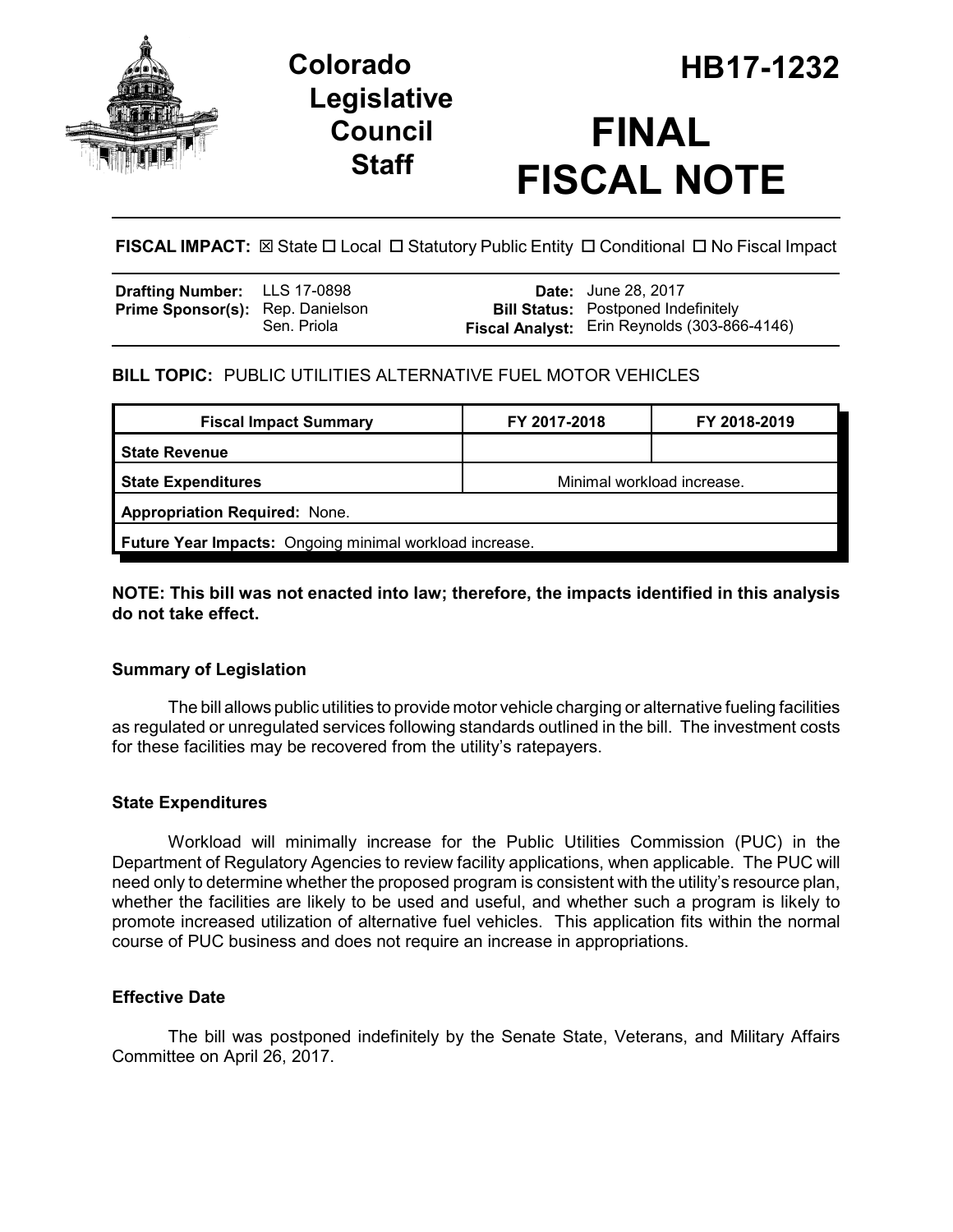# Colorado Legislative Council Staff

# HB17-1232

# FINAL FISCAL NOTE

**FISCAL IMPACT:** ☒ State ☐ Local ☐ Statutory Public Entity ☐ Conditional ☐ No Fiscal Impact

| | | | |
|---|---|---|---|
| **Drafting Number:** | LLS 17-0898 | **Date:** | June 28, 2017 |
| **Prime Sponsor(s):** | Rep. Danielson<br>Sen. Priola | **Bill Status:** | Postponed Indefinitely |
| | | **Fiscal Analyst:** | Erin Reynolds (303-866-4146) |

**BILL TOPIC:** PUBLIC UTILITIES ALTERNATIVE FUEL MOTOR VEHICLES

| Fiscal Impact Summary | FY 2017-2018 | FY 2018-2019 |
|---|---|---|
| **State Revenue** | | |
| **State Expenditures** | Minimal workload increase. | |
| **Appropriation Required:** None. | | |
| **Future Year Impacts:** Ongoing minimal workload increase. | | |

**NOTE: This bill was not enacted into law; therefore, the impacts identified in this analysis do not take effect.**

### Summary of Legislation

The bill allows public utilities to provide motor vehicle charging or alternative fueling facilities as regulated or unregulated services following standards outlined in the bill. The investment costs for these facilities may be recovered from the utility's ratepayers.

### State Expenditures

Workload will minimally increase for the Public Utilities Commission (PUC) in the Department of Regulatory Agencies to review facility applications, when applicable. The PUC will need only to determine whether the proposed program is consistent with the utility's resource plan, whether the facilities are likely to be used and useful, and whether such a program is likely to promote increased utilization of alternative fuel vehicles. This application fits within the normal course of PUC business and does not require an increase in appropriations.

### Effective Date

The bill was postponed indefinitely by the Senate State, Veterans, and Military Affairs Committee on April 26, 2017.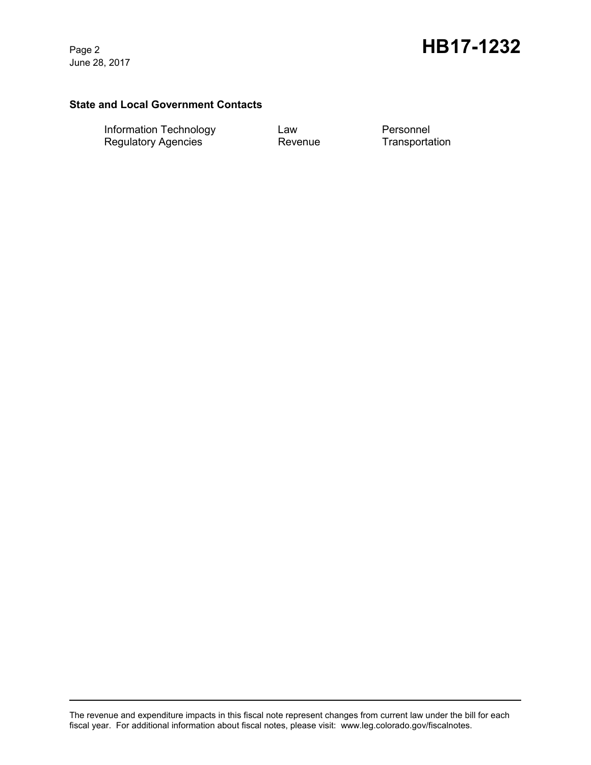### State and Local Government Contacts

| | | |
|---|---|---|
| Information Technology | Law | Personnel |
| Regulatory Agencies | Revenue | Transportation |

The revenue and expenditure impacts in this fiscal note represent changes from current law under the bill for each fiscal year. For additional information about fiscal notes, please visit: www.leg.colorado.gov/fiscalnotes.